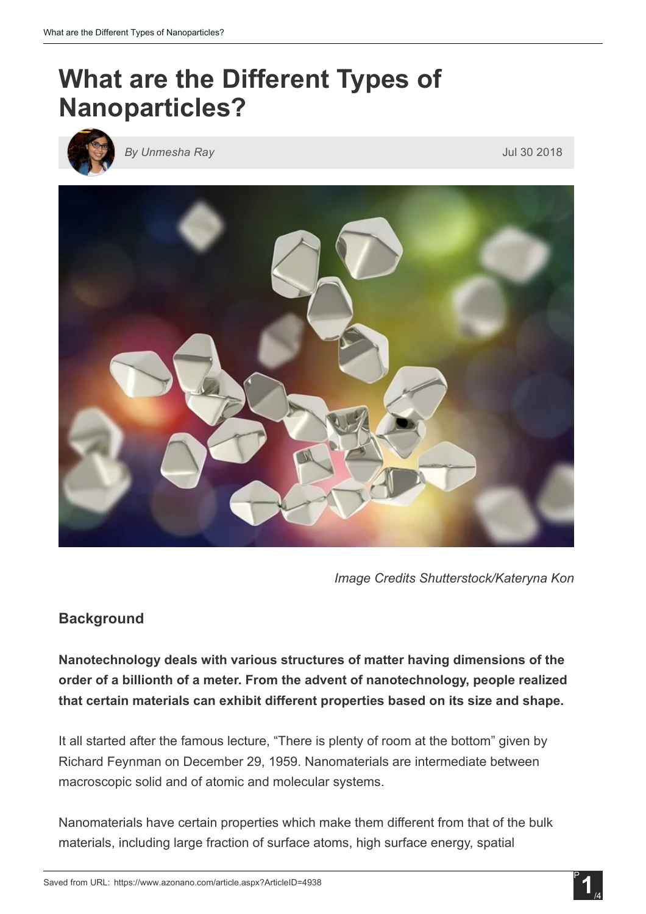# What are the Different Types of Nanoparticles?

*By Unmesha Ray* Jul 30 2018

*Image Credits Shutterstock/Kateryna Kon*

## Background

**Nanotechnology deals with various structures of matter having dimensions of the order of a billionth of a meter. From the advent of nanotechnology, people realized that certain materials can exhibit different properties based on its size and shape.**

It all started after the famous lecture, "There is plenty of room at the bottom" given by Richard Feynman on December 29, 1959. Nanomaterials are intermediate between macroscopic solid and of atomic and molecular systems.

Nanomaterials have certain properties which make them different from that of the bulk materials, including large fraction of surface atoms, high surface energy, spatial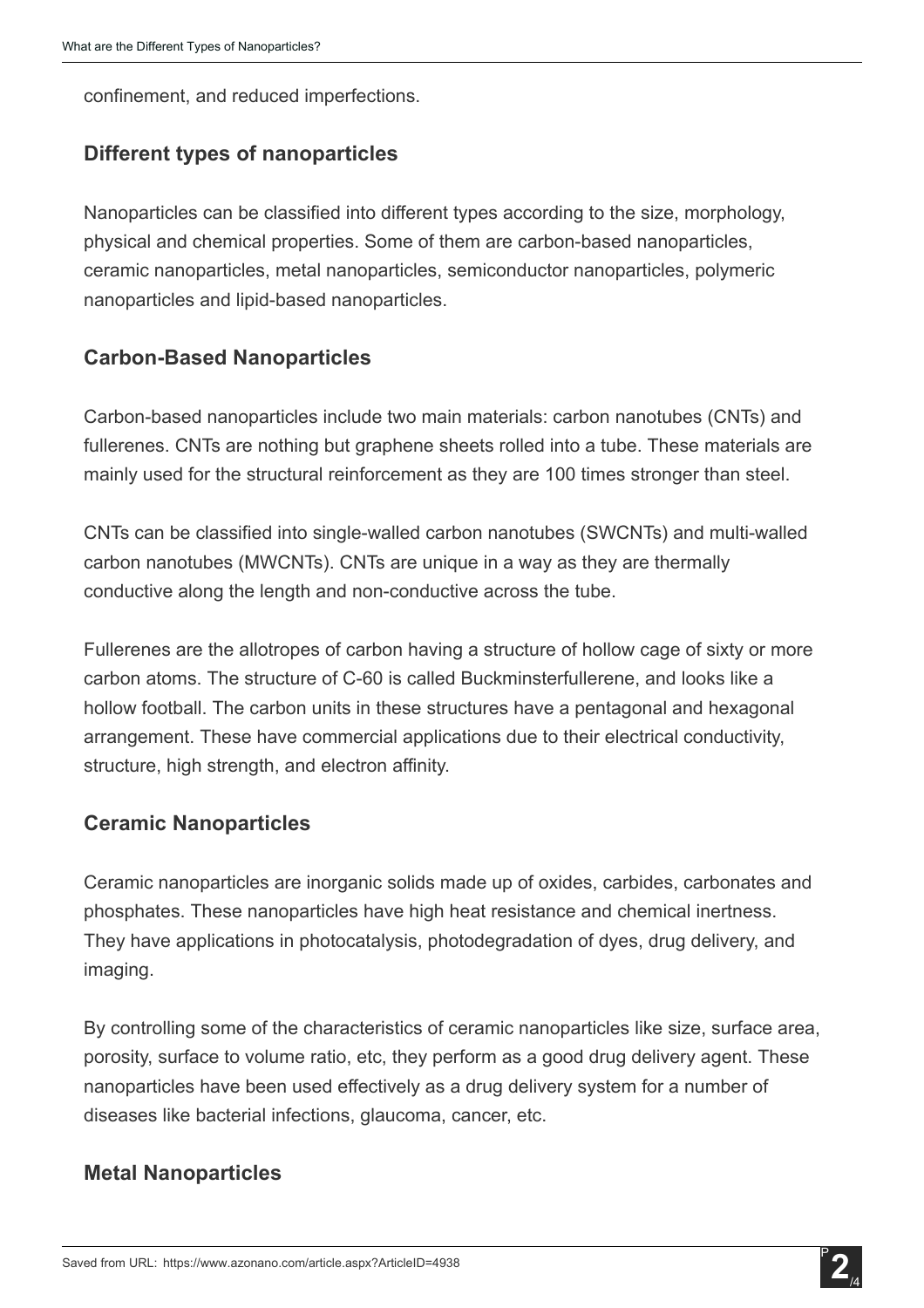confinement, and reduced imperfections.

## Different types of nanoparticles

Nanoparticles can be classified into different types according to the size, morphology, physical and chemical properties. Some of them are carbon-based nanoparticles, ceramic nanoparticles, metal nanoparticles, semiconductor nanoparticles, polymeric nanoparticles and lipid-based nanoparticles.

## Carbon-Based Nanoparticles

Carbon-based nanoparticles include two main materials: carbon nanotubes (CNTs) and fullerenes. CNTs are nothing but graphene sheets rolled into a tube. These materials are mainly used for the structural reinforcement as they are 100 times stronger than steel.

CNTs can be classified into single-walled carbon nanotubes (SWCNTs) and multi-walled carbon nanotubes (MWCNTs). CNTs are unique in a way as they are thermally conductive along the length and non-conductive across the tube.

Fullerenes are the allotropes of carbon having a structure of hollow cage of sixty or more carbon atoms. The structure of C-60 is called Buckminsterfullerene, and looks like a hollow football. The carbon units in these structures have a pentagonal and hexagonal arrangement. These have commercial applications due to their electrical conductivity, structure, high strength, and electron affinity.

## Ceramic Nanoparticles

Ceramic nanoparticles are inorganic solids made up of oxides, carbides, carbonates and phosphates. These nanoparticles have high heat resistance and chemical inertness. They have applications in photocatalysis, photodegradation of dyes, drug delivery, and imaging.

By controlling some of the characteristics of ceramic nanoparticles like size, surface area, porosity, surface to volume ratio, etc, they perform as a good drug delivery agent. These nanoparticles have been used effectively as a drug delivery system for a number of diseases like bacterial infections, glaucoma, cancer, etc.

## Metal Nanoparticles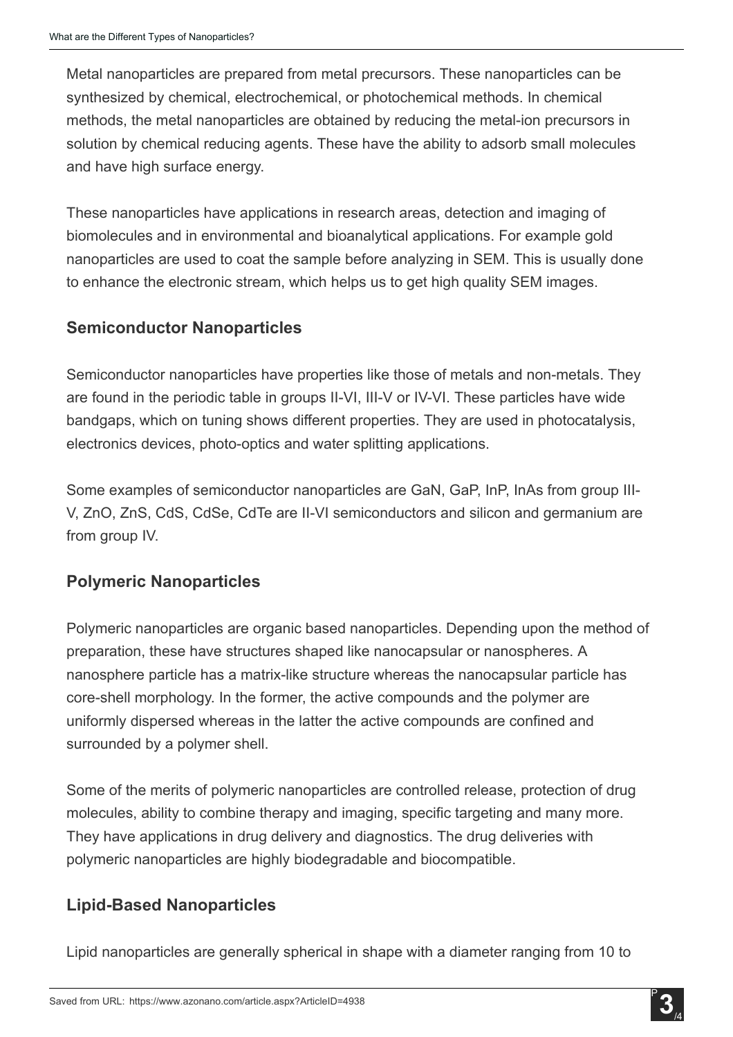Metal nanoparticles are prepared from metal precursors. These nanoparticles can be synthesized by chemical, electrochemical, or photochemical methods. In chemical methods, the metal nanoparticles are obtained by reducing the metal-ion precursors in solution by chemical reducing agents. These have the ability to adsorb small molecules and have high surface energy.

These nanoparticles have applications in research areas, detection and imaging of biomolecules and in environmental and bioanalytical applications. For example gold nanoparticles are used to coat the sample before analyzing in SEM. This is usually done to enhance the electronic stream, which helps us to get high quality SEM images.

### Semiconductor Nanoparticles

Semiconductor nanoparticles have properties like those of metals and non-metals. They are found in the periodic table in groups II-VI, III-V or IV-VI. These particles have wide bandgaps, which on tuning shows different properties. They are used in photocatalysis, electronics devices, photo-optics and water splitting applications.

Some examples of semiconductor nanoparticles are GaN, GaP, InP, InAs from group III-V, ZnO, ZnS, CdS, CdSe, CdTe are II-VI semiconductors and silicon and germanium are from group IV.

### Polymeric Nanoparticles

Polymeric nanoparticles are organic based nanoparticles. Depending upon the method of preparation, these have structures shaped like nanocapsular or nanospheres. A nanosphere particle has a matrix-like structure whereas the nanocapsular particle has core-shell morphology. In the former, the active compounds and the polymer are uniformly dispersed whereas in the latter the active compounds are confined and surrounded by a polymer shell.

Some of the merits of polymeric nanoparticles are controlled release, protection of drug molecules, ability to combine therapy and imaging, specific targeting and many more. They have applications in drug delivery and diagnostics. The drug deliveries with polymeric nanoparticles are highly biodegradable and biocompatible.

### Lipid-Based Nanoparticles

Lipid nanoparticles are generally spherical in shape with a diameter ranging from 10 to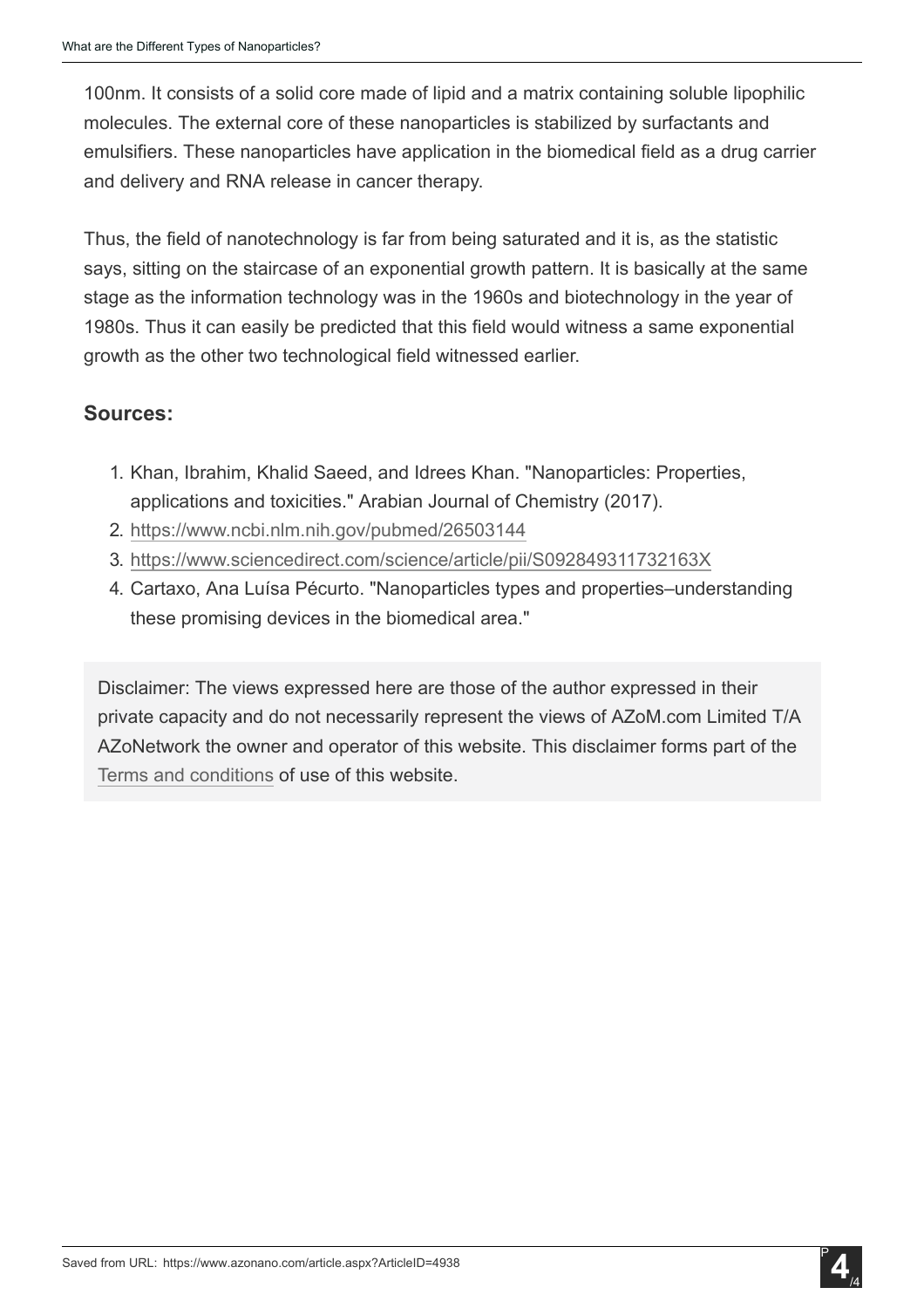100nm. It consists of a solid core made of lipid and a matrix containing soluble lipophilic molecules. The external core of these nanoparticles is stabilized by surfactants and emulsifiers. These nanoparticles have application in the biomedical field as a drug carrier and delivery and RNA release in cancer therapy.

Thus, the field of nanotechnology is far from being saturated and it is, as the statistic says, sitting on the staircase of an exponential growth pattern. It is basically at the same stage as the information technology was in the 1960s and biotechnology in the year of 1980s. Thus it can easily be predicted that this field would witness a same exponential growth as the other two technological field witnessed earlier.

### Sources:

1. Khan, Ibrahim, Khalid Saeed, and Idrees Khan. "Nanoparticles: Properties, applications and toxicities." Arabian Journal of Chemistry (2017).
2. https://www.ncbi.nlm.nih.gov/pubmed/26503144
3. https://www.sciencedirect.com/science/article/pii/S092849311732163X
4. Cartaxo, Ana Luísa Pécurto. "Nanoparticles types and properties–understanding these promising devices in the biomedical area."

Disclaimer: The views expressed here are those of the author expressed in their private capacity and do not necessarily represent the views of AZoM.com Limited T/A AZoNetwork the owner and operator of this website. This disclaimer forms part of the Terms and conditions of use of this website.